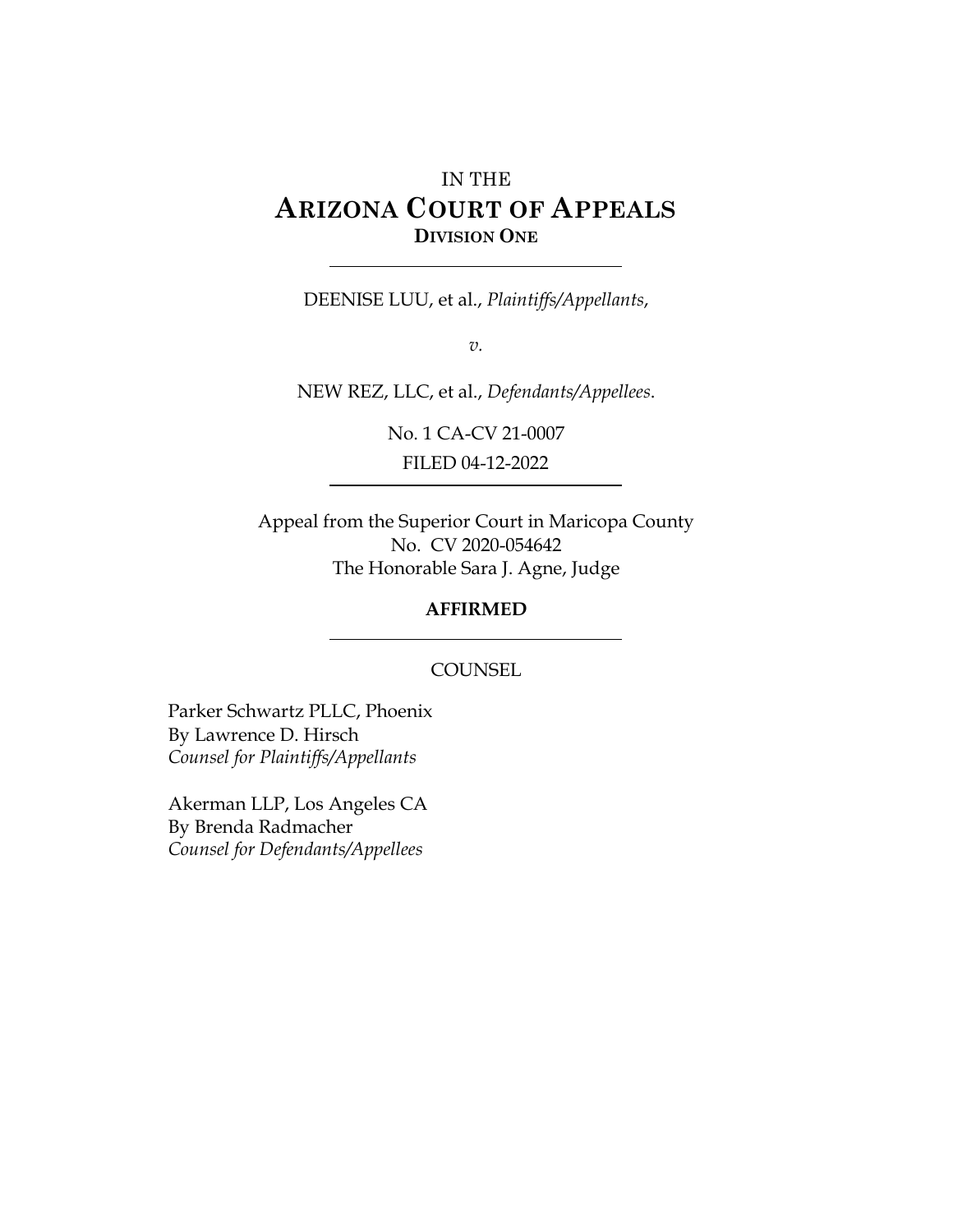IN THE

# ARIZONA COURT OF APPEALS

**DIVISION ONE**

---

DEENISE LUU, et al., *Plaintiffs/Appellants*,

*v.*

NEW REZ, LLC, et al., *Defendants/Appellees*.

No. 1 CA-CV 21-0007

FILED 04-12-2022

---

Appeal from the Superior Court in Maricopa County
No. CV 2020-054642
The Honorable Sara J. Agne, Judge

**AFFIRMED**

---

COUNSEL

Parker Schwartz PLLC, Phoenix
By Lawrence D. Hirsch
*Counsel for Plaintiffs/Appellants*

Akerman LLP, Los Angeles CA
By Brenda Radmacher
*Counsel for Defendants/Appellees*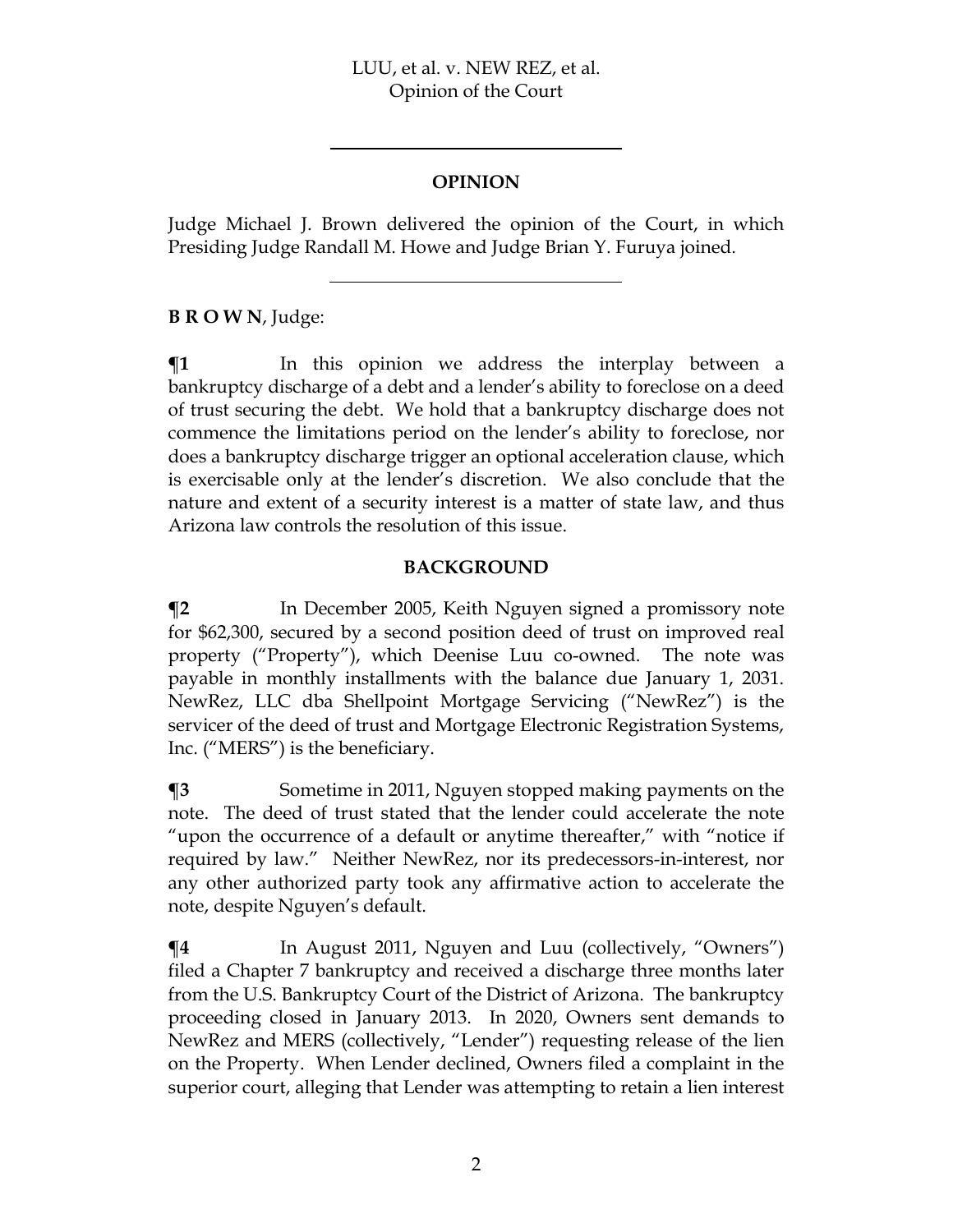## OPINION

Judge Michael J. Brown delivered the opinion of the Court, in which Presiding Judge Randall M. Howe and Judge Brian Y. Furuya joined.

---

**B R O W N**, Judge:

**¶1** In this opinion we address the interplay between a bankruptcy discharge of a debt and a lender's ability to foreclose on a deed of trust securing the debt. We hold that a bankruptcy discharge does not commence the limitations period on the lender's ability to foreclose, nor does a bankruptcy discharge trigger an optional acceleration clause, which is exercisable only at the lender's discretion. We also conclude that the nature and extent of a security interest is a matter of state law, and thus Arizona law controls the resolution of this issue.

## BACKGROUND

**¶2** In December 2005, Keith Nguyen signed a promissory note for $62,300, secured by a second position deed of trust on improved real property ("Property"), which Deenise Luu co-owned. The note was payable in monthly installments with the balance due January 1, 2031. NewRez, LLC dba Shellpoint Mortgage Servicing ("NewRez") is the servicer of the deed of trust and Mortgage Electronic Registration Systems, Inc. ("MERS") is the beneficiary.

**¶3** Sometime in 2011, Nguyen stopped making payments on the note. The deed of trust stated that the lender could accelerate the note "upon the occurrence of a default or anytime thereafter," with "notice if required by law." Neither NewRez, nor its predecessors-in-interest, nor any other authorized party took any affirmative action to accelerate the note, despite Nguyen's default.

**¶4** In August 2011, Nguyen and Luu (collectively, "Owners") filed a Chapter 7 bankruptcy and received a discharge three months later from the U.S. Bankruptcy Court of the District of Arizona. The bankruptcy proceeding closed in January 2013. In 2020, Owners sent demands to NewRez and MERS (collectively, "Lender") requesting release of the lien on the Property. When Lender declined, Owners filed a complaint in the superior court, alleging that Lender was attempting to retain a lien interest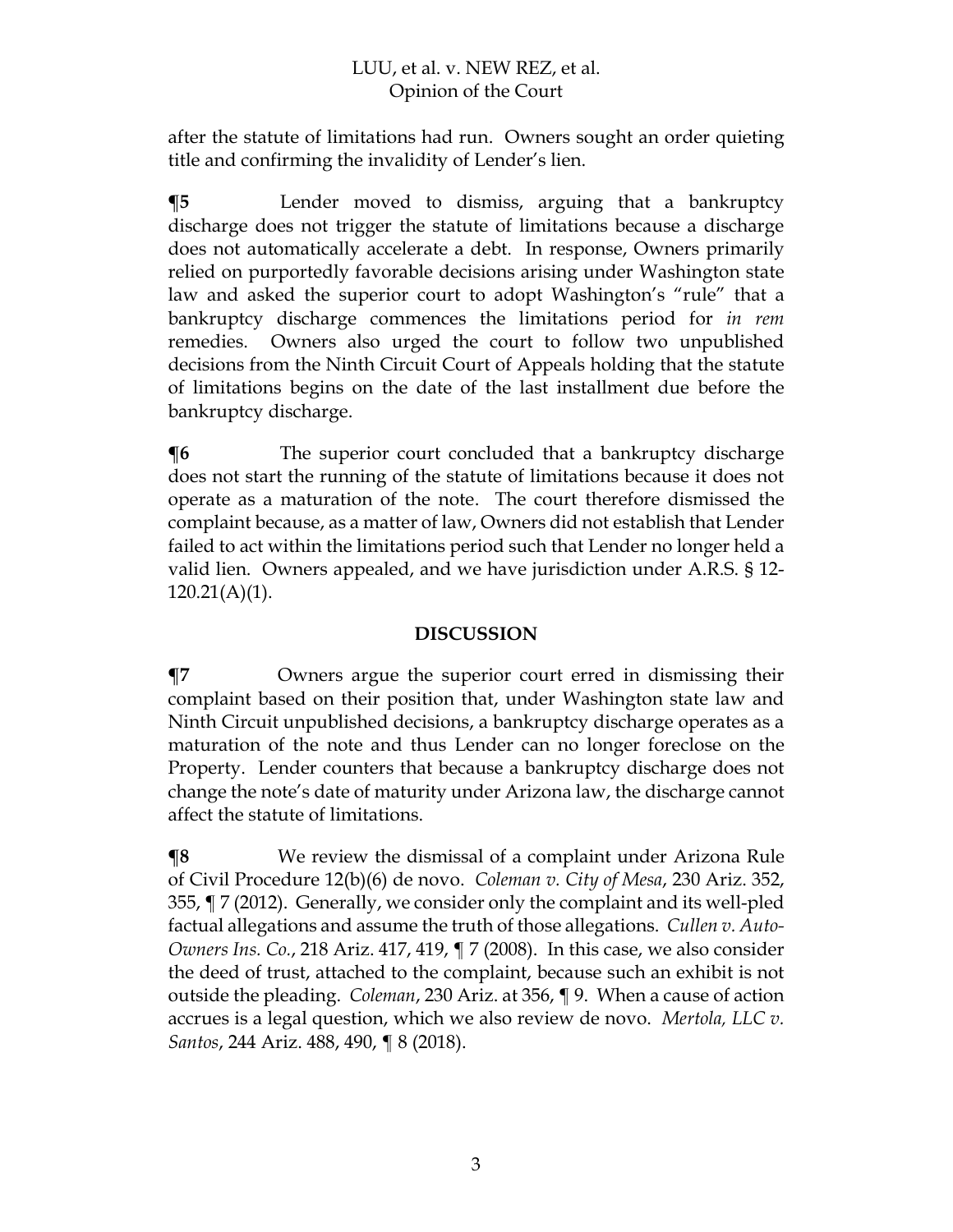after the statute of limitations had run. Owners sought an order quieting title and confirming the invalidity of Lender's lien.

**¶5** Lender moved to dismiss, arguing that a bankruptcy discharge does not trigger the statute of limitations because a discharge does not automatically accelerate a debt. In response, Owners primarily relied on purportedly favorable decisions arising under Washington state law and asked the superior court to adopt Washington's "rule" that a bankruptcy discharge commences the limitations period for *in rem* remedies. Owners also urged the court to follow two unpublished decisions from the Ninth Circuit Court of Appeals holding that the statute of limitations begins on the date of the last installment due before the bankruptcy discharge.

**¶6** The superior court concluded that a bankruptcy discharge does not start the running of the statute of limitations because it does not operate as a maturation of the note. The court therefore dismissed the complaint because, as a matter of law, Owners did not establish that Lender failed to act within the limitations period such that Lender no longer held a valid lien. Owners appealed, and we have jurisdiction under A.R.S. § 12-120.21(A)(1).

## DISCUSSION

**¶7** Owners argue the superior court erred in dismissing their complaint based on their position that, under Washington state law and Ninth Circuit unpublished decisions, a bankruptcy discharge operates as a maturation of the note and thus Lender can no longer foreclose on the Property. Lender counters that because a bankruptcy discharge does not change the note's date of maturity under Arizona law, the discharge cannot affect the statute of limitations.

**¶8** We review the dismissal of a complaint under Arizona Rule of Civil Procedure 12(b)(6) de novo. *Coleman v. City of Mesa*, 230 Ariz. 352, 355, ¶ 7 (2012). Generally, we consider only the complaint and its well-pled factual allegations and assume the truth of those allegations. *Cullen v. Auto-Owners Ins. Co.*, 218 Ariz. 417, 419, ¶ 7 (2008). In this case, we also consider the deed of trust, attached to the complaint, because such an exhibit is not outside the pleading. *Coleman*, 230 Ariz. at 356, ¶ 9. When a cause of action accrues is a legal question, which we also review de novo. *Mertola, LLC v. Santos*, 244 Ariz. 488, 490, ¶ 8 (2018).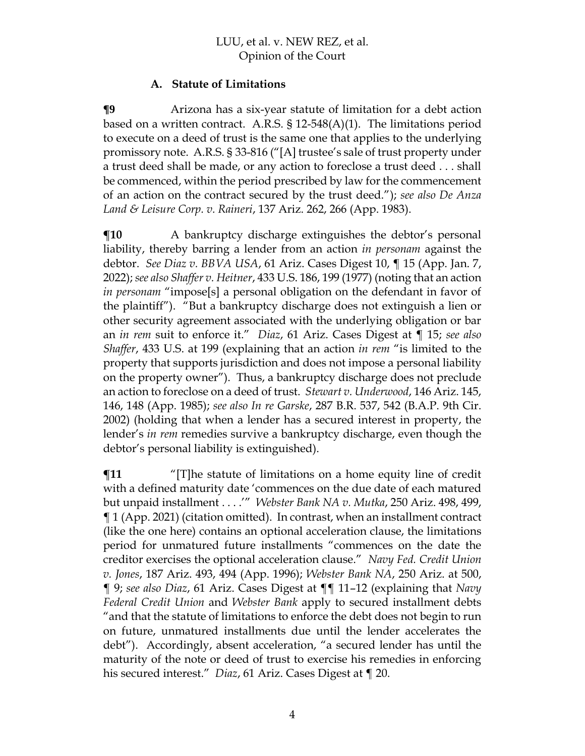### A. Statute of Limitations

**¶9** Arizona has a six-year statute of limitation for a debt action based on a written contract. A.R.S. § 12-548(A)(1). The limitations period to execute on a deed of trust is the same one that applies to the underlying promissory note. A.R.S. § 33-816 ("[A] trustee's sale of trust property under a trust deed shall be made, or any action to foreclose a trust deed . . . shall be commenced, within the period prescribed by law for the commencement of an action on the contract secured by the trust deed."); *see also De Anza Land & Leisure Corp. v. Raineri*, 137 Ariz. 262, 266 (App. 1983).

**¶10** A bankruptcy discharge extinguishes the debtor's personal liability, thereby barring a lender from an action *in personam* against the debtor. *See Diaz v. BBVA USA*, 61 Ariz. Cases Digest 10, ¶ 15 (App. Jan. 7, 2022); *see also Shaffer v. Heitner*, 433 U.S. 186, 199 (1977) (noting that an action *in personam* "impose[s] a personal obligation on the defendant in favor of the plaintiff"). "But a bankruptcy discharge does not extinguish a lien or other security agreement associated with the underlying obligation or bar an *in rem* suit to enforce it." *Diaz*, 61 Ariz. Cases Digest at ¶ 15; *see also Shaffer*, 433 U.S. at 199 (explaining that an action *in rem* "is limited to the property that supports jurisdiction and does not impose a personal liability on the property owner"). Thus, a bankruptcy discharge does not preclude an action to foreclose on a deed of trust. *Stewart v. Underwood*, 146 Ariz. 145, 146, 148 (App. 1985); *see also In re Garske*, 287 B.R. 537, 542 (B.A.P. 9th Cir. 2002) (holding that when a lender has a secured interest in property, the lender's *in rem* remedies survive a bankruptcy discharge, even though the debtor's personal liability is extinguished).

**¶11** "[T]he statute of limitations on a home equity line of credit with a defined maturity date 'commences on the due date of each matured but unpaid installment . . . .'" *Webster Bank NA v. Mutka*, 250 Ariz. 498, 499, ¶ 1 (App. 2021) (citation omitted). In contrast, when an installment contract (like the one here) contains an optional acceleration clause, the limitations period for unmatured future installments "commences on the date the creditor exercises the optional acceleration clause." *Navy Fed. Credit Union v. Jones*, 187 Ariz. 493, 494 (App. 1996); *Webster Bank NA*, 250 Ariz. at 500, ¶ 9; *see also Diaz*, 61 Ariz. Cases Digest at ¶¶ 11–12 (explaining that *Navy Federal Credit Union* and *Webster Bank* apply to secured installment debts "and that the statute of limitations to enforce the debt does not begin to run on future, unmatured installments due until the lender accelerates the debt"). Accordingly, absent acceleration, "a secured lender has until the maturity of the note or deed of trust to exercise his remedies in enforcing his secured interest." *Diaz*, 61 Ariz. Cases Digest at ¶ 20.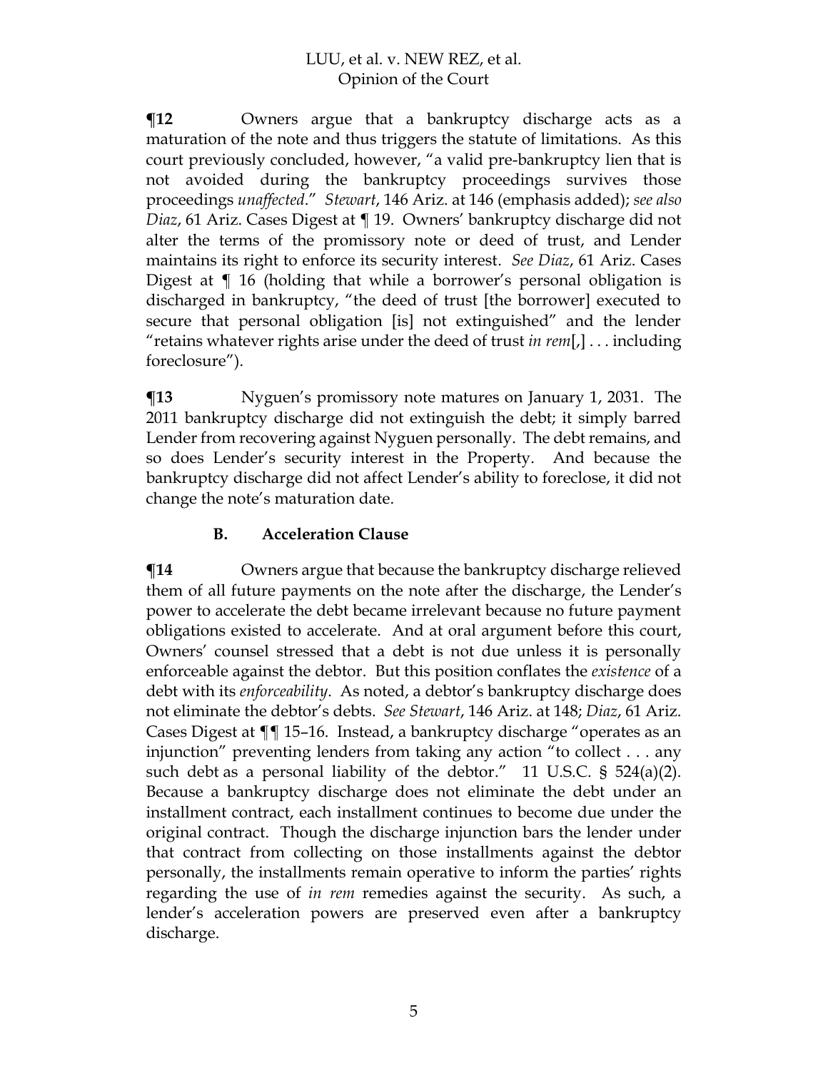**¶12** Owners argue that a bankruptcy discharge acts as a maturation of the note and thus triggers the statute of limitations. As this court previously concluded, however, "a valid pre-bankruptcy lien that is not avoided during the bankruptcy proceedings survives those proceedings *unaffected*." *Stewart*, 146 Ariz. at 146 (emphasis added); *see also Diaz*, 61 Ariz. Cases Digest at ¶ 19. Owners' bankruptcy discharge did not alter the terms of the promissory note or deed of trust, and Lender maintains its right to enforce its security interest. *See Diaz*, 61 Ariz. Cases Digest at ¶ 16 (holding that while a borrower's personal obligation is discharged in bankruptcy, "the deed of trust [the borrower] executed to secure that personal obligation [is] not extinguished" and the lender "retains whatever rights arise under the deed of trust *in rem*[,] . . . including foreclosure").

**¶13** Nyguen's promissory note matures on January 1, 2031. The 2011 bankruptcy discharge did not extinguish the debt; it simply barred Lender from recovering against Nyguen personally. The debt remains, and so does Lender's security interest in the Property. And because the bankruptcy discharge did not affect Lender's ability to foreclose, it did not change the note's maturation date.

### B. Acceleration Clause

**¶14** Owners argue that because the bankruptcy discharge relieved them of all future payments on the note after the discharge, the Lender's power to accelerate the debt became irrelevant because no future payment obligations existed to accelerate. And at oral argument before this court, Owners' counsel stressed that a debt is not due unless it is personally enforceable against the debtor. But this position conflates the *existence* of a debt with its *enforceability*. As noted, a debtor's bankruptcy discharge does not eliminate the debtor's debts. *See Stewart*, 146 Ariz. at 148; *Diaz*, 61 Ariz. Cases Digest at ¶¶ 15–16. Instead, a bankruptcy discharge "operates as an injunction" preventing lenders from taking any action "to collect . . . any such debt as a personal liability of the debtor." 11 U.S.C. § 524(a)(2). Because a bankruptcy discharge does not eliminate the debt under an installment contract, each installment continues to become due under the original contract. Though the discharge injunction bars the lender under that contract from collecting on those installments against the debtor personally, the installments remain operative to inform the parties' rights regarding the use of *in rem* remedies against the security. As such, a lender's acceleration powers are preserved even after a bankruptcy discharge.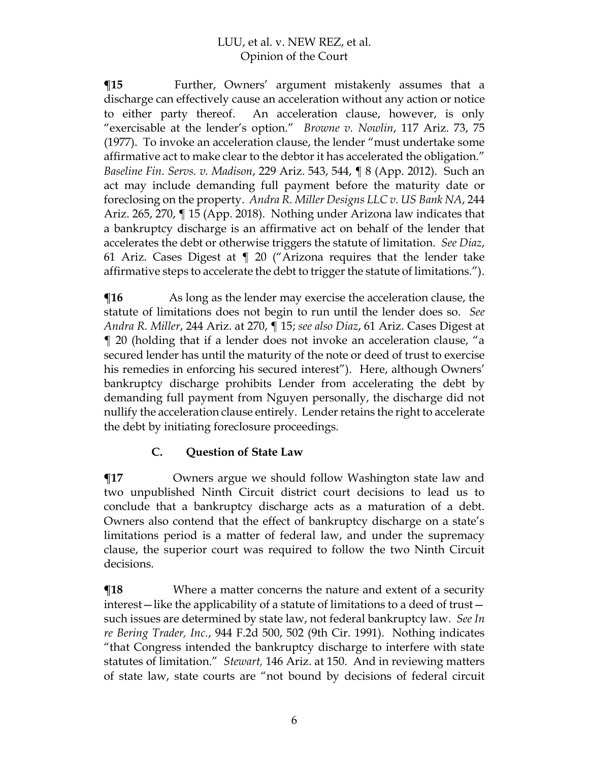**¶15** Further, Owners' argument mistakenly assumes that a discharge can effectively cause an acceleration without any action or notice to either party thereof. An acceleration clause, however, is only "exercisable at the lender's option." *Browne v. Nowlin*, 117 Ariz. 73, 75 (1977). To invoke an acceleration clause, the lender "must undertake some affirmative act to make clear to the debtor it has accelerated the obligation." *Baseline Fin. Servs. v. Madison*, 229 Ariz. 543, 544, ¶ 8 (App. 2012). Such an act may include demanding full payment before the maturity date or foreclosing on the property. *Andra R. Miller Designs LLC v. US Bank NA*, 244 Ariz. 265, 270, ¶ 15 (App. 2018). Nothing under Arizona law indicates that a bankruptcy discharge is an affirmative act on behalf of the lender that accelerates the debt or otherwise triggers the statute of limitation. *See Diaz*, 61 Ariz. Cases Digest at ¶ 20 ("Arizona requires that the lender take affirmative steps to accelerate the debt to trigger the statute of limitations.").

**¶16** As long as the lender may exercise the acceleration clause, the statute of limitations does not begin to run until the lender does so. *See Andra R. Miller*, 244 Ariz. at 270, ¶ 15; *see also Diaz*, 61 Ariz. Cases Digest at ¶ 20 (holding that if a lender does not invoke an acceleration clause, "a secured lender has until the maturity of the note or deed of trust to exercise his remedies in enforcing his secured interest"). Here, although Owners' bankruptcy discharge prohibits Lender from accelerating the debt by demanding full payment from Nguyen personally, the discharge did not nullify the acceleration clause entirely. Lender retains the right to accelerate the debt by initiating foreclosure proceedings.

### C. Question of State Law

**¶17** Owners argue we should follow Washington state law and two unpublished Ninth Circuit district court decisions to lead us to conclude that a bankruptcy discharge acts as a maturation of a debt. Owners also contend that the effect of bankruptcy discharge on a state's limitations period is a matter of federal law, and under the supremacy clause, the superior court was required to follow the two Ninth Circuit decisions.

**¶18** Where a matter concerns the nature and extent of a security interest—like the applicability of a statute of limitations to a deed of trust—such issues are determined by state law, not federal bankruptcy law. *See In re Bering Trader, Inc.*, 944 F.2d 500, 502 (9th Cir. 1991). Nothing indicates "that Congress intended the bankruptcy discharge to interfere with state statutes of limitation." *Stewart,* 146 Ariz. at 150. And in reviewing matters of state law, state courts are "not bound by decisions of federal circuit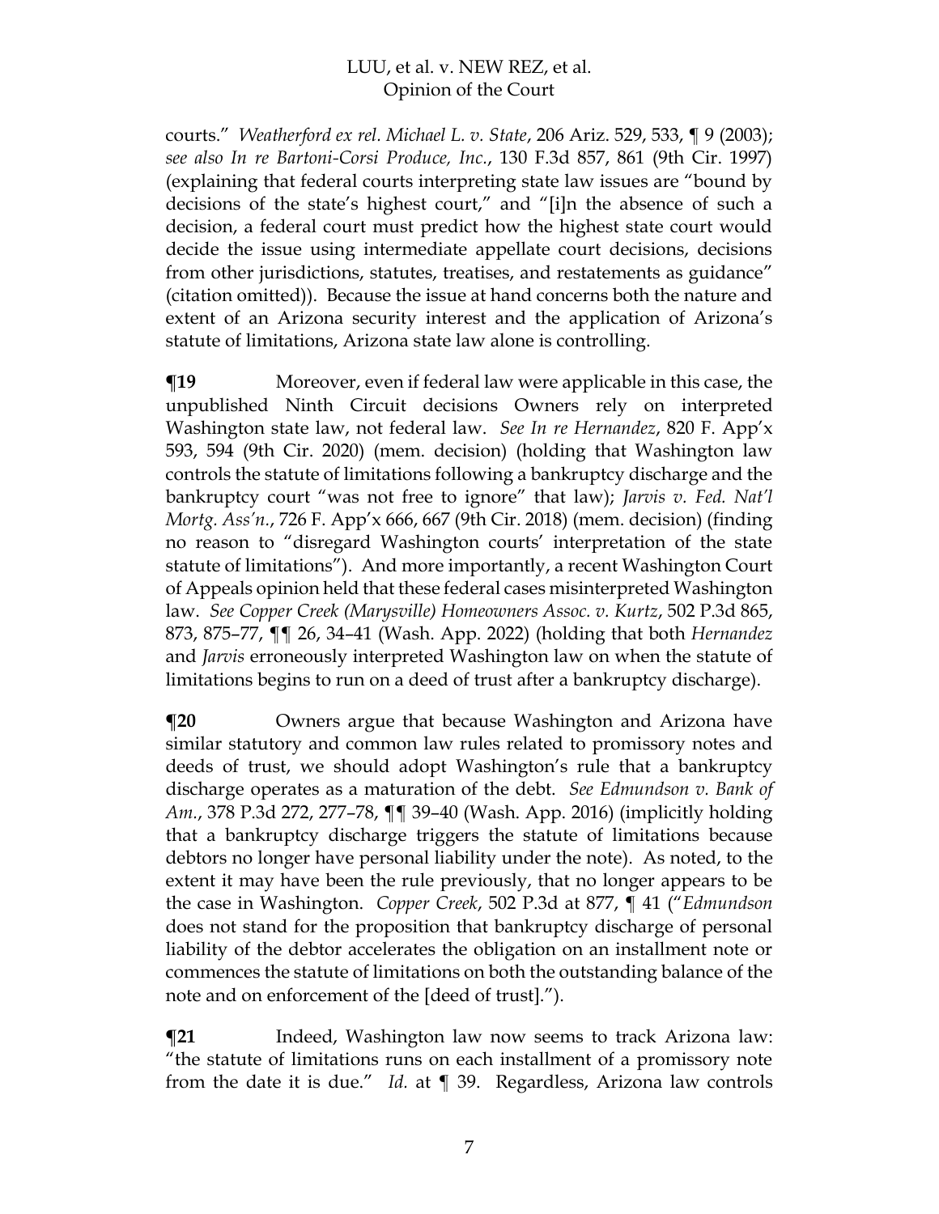courts." *Weatherford ex rel. Michael L. v. State*, 206 Ariz. 529, 533, ¶ 9 (2003); *see also In re Bartoni-Corsi Produce, Inc.*, 130 F.3d 857, 861 (9th Cir. 1997) (explaining that federal courts interpreting state law issues are "bound by decisions of the state's highest court," and "[i]n the absence of such a decision, a federal court must predict how the highest state court would decide the issue using intermediate appellate court decisions, decisions from other jurisdictions, statutes, treatises, and restatements as guidance" (citation omitted)). Because the issue at hand concerns both the nature and extent of an Arizona security interest and the application of Arizona's statute of limitations, Arizona state law alone is controlling.

**¶19** Moreover, even if federal law were applicable in this case, the unpublished Ninth Circuit decisions Owners rely on interpreted Washington state law, not federal law. *See In re Hernandez*, 820 F. App'x 593, 594 (9th Cir. 2020) (mem. decision) (holding that Washington law controls the statute of limitations following a bankruptcy discharge and the bankruptcy court "was not free to ignore" that law); *Jarvis v. Fed. Nat'l Mortg. Ass'n.*, 726 F. App'x 666, 667 (9th Cir. 2018) (mem. decision) (finding no reason to "disregard Washington courts' interpretation of the state statute of limitations"). And more importantly, a recent Washington Court of Appeals opinion held that these federal cases misinterpreted Washington law. *See Copper Creek (Marysville) Homeowners Assoc. v. Kurtz*, 502 P.3d 865, 873, 875–77, ¶¶ 26, 34–41 (Wash. App. 2022) (holding that both *Hernandez* and *Jarvis* erroneously interpreted Washington law on when the statute of limitations begins to run on a deed of trust after a bankruptcy discharge).

**¶20** Owners argue that because Washington and Arizona have similar statutory and common law rules related to promissory notes and deeds of trust, we should adopt Washington's rule that a bankruptcy discharge operates as a maturation of the debt. *See Edmundson v. Bank of Am.*, 378 P.3d 272, 277–78, ¶¶ 39–40 (Wash. App. 2016) (implicitly holding that a bankruptcy discharge triggers the statute of limitations because debtors no longer have personal liability under the note). As noted, to the extent it may have been the rule previously, that no longer appears to be the case in Washington. *Copper Creek*, 502 P.3d at 877, ¶ 41 ("*Edmundson* does not stand for the proposition that bankruptcy discharge of personal liability of the debtor accelerates the obligation on an installment note or commences the statute of limitations on both the outstanding balance of the note and on enforcement of the [deed of trust].").

**¶21** Indeed, Washington law now seems to track Arizona law: "the statute of limitations runs on each installment of a promissory note from the date it is due." *Id.* at ¶ 39. Regardless, Arizona law controls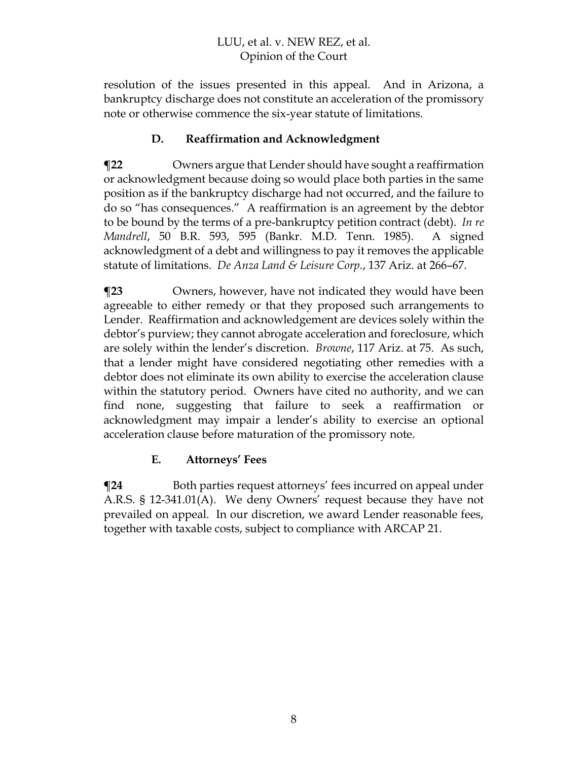resolution of the issues presented in this appeal. And in Arizona, a bankruptcy discharge does not constitute an acceleration of the promissory note or otherwise commence the six-year statute of limitations.

### D. Reaffirmation and Acknowledgment

**¶22** Owners argue that Lender should have sought a reaffirmation or acknowledgment because doing so would place both parties in the same position as if the bankruptcy discharge had not occurred, and the failure to do so "has consequences." A reaffirmation is an agreement by the debtor to be bound by the terms of a pre-bankruptcy petition contract (debt). *In re Mandrell*, 50 B.R. 593, 595 (Bankr. M.D. Tenn. 1985). A signed acknowledgment of a debt and willingness to pay it removes the applicable statute of limitations. *De Anza Land & Leisure Corp.*, 137 Ariz. at 266–67.

**¶23** Owners, however, have not indicated they would have been agreeable to either remedy or that they proposed such arrangements to Lender. Reaffirmation and acknowledgement are devices solely within the debtor's purview; they cannot abrogate acceleration and foreclosure, which are solely within the lender's discretion. *Browne*, 117 Ariz. at 75. As such, that a lender might have considered negotiating other remedies with a debtor does not eliminate its own ability to exercise the acceleration clause within the statutory period. Owners have cited no authority, and we can find none, suggesting that failure to seek a reaffirmation or acknowledgment may impair a lender's ability to exercise an optional acceleration clause before maturation of the promissory note.

### E. Attorneys' Fees

**¶24** Both parties request attorneys' fees incurred on appeal under A.R.S. § 12-341.01(A). We deny Owners' request because they have not prevailed on appeal. In our discretion, we award Lender reasonable fees, together with taxable costs, subject to compliance with ARCAP 21.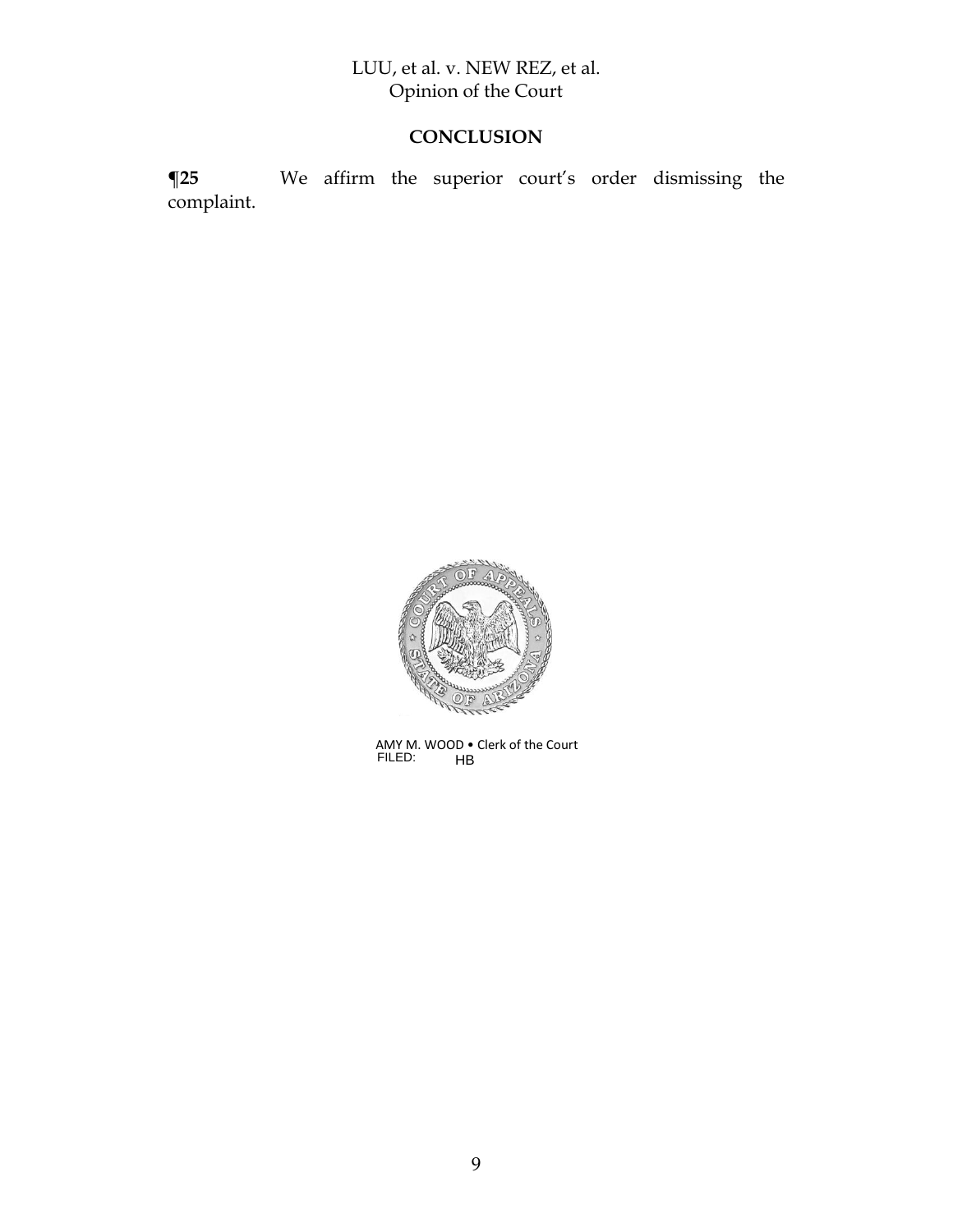## CONCLUSION

**¶25** We affirm the superior court's order dismissing the complaint.

AMY M. WOOD • Clerk of the Court
FILED: HB